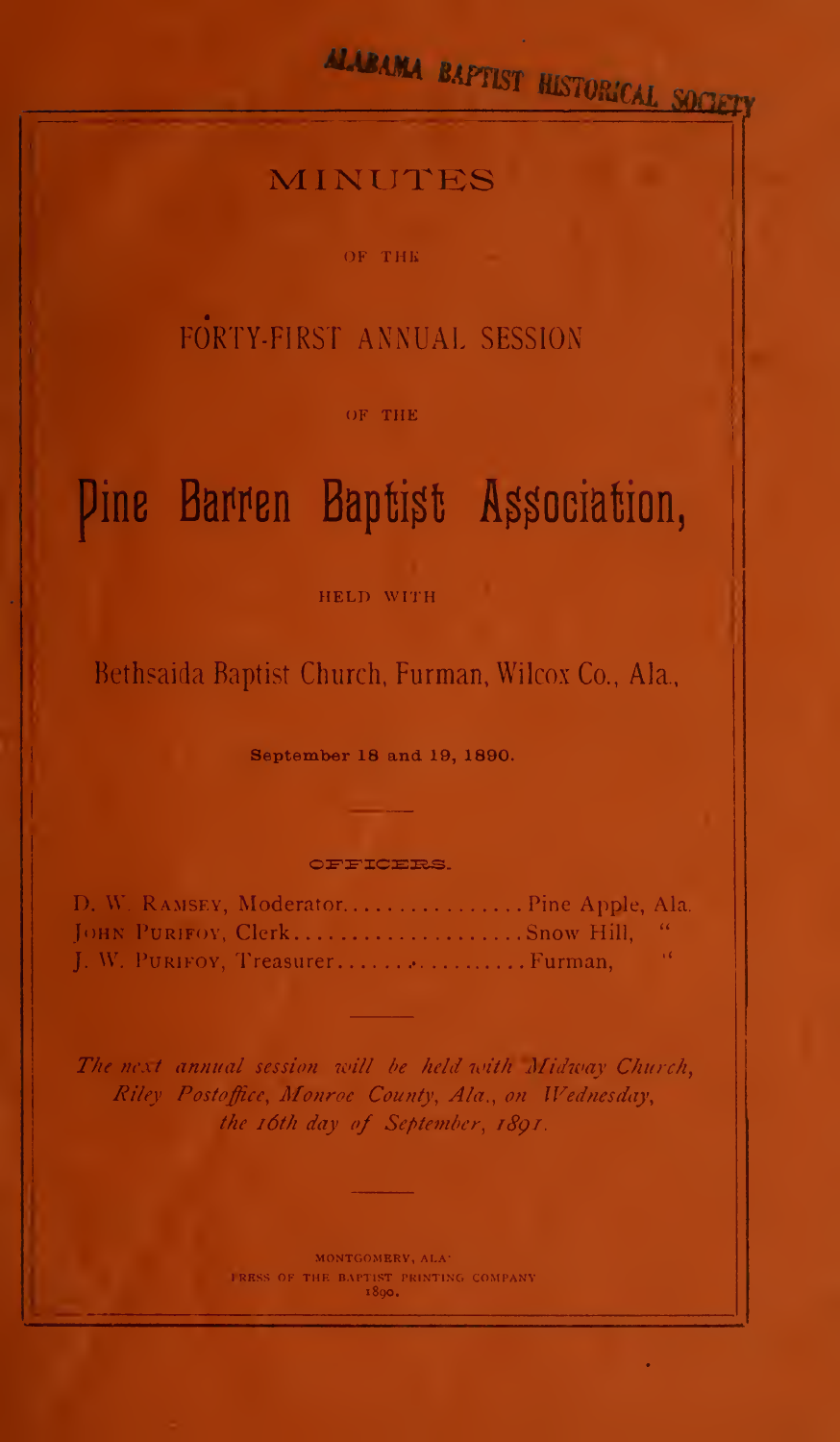ALABAMA BAPTIST HISTORICAL SOCIETY

# MINUTES

OF THE

## FORTY-FIRST ANNUAL SESSION

OF THE

# Pine Barren Baptist Association,

HELD WITH

## Bethsaida Baptist Church, Furman, Wilcox Co., Ala.,

**September 18 and 19, 1890.**

---

OFFICERS.

D. W. RAMSEY, Moderator................Pine Apple, Ala.
JOHN PURIFOY, Clerk....................Snow Hill, "
J. W. PURIFOY, Treasurer...............Furman, "

---

*The next annual session will be held with Midway Church, Riley Postoffice, Monroe County, Ala., on Wednesday, the 16th day of September, 1891.*

---

MONTGOMERY, ALA.
PRESS OF THE BAPTIST PRINTING COMPANY
1890.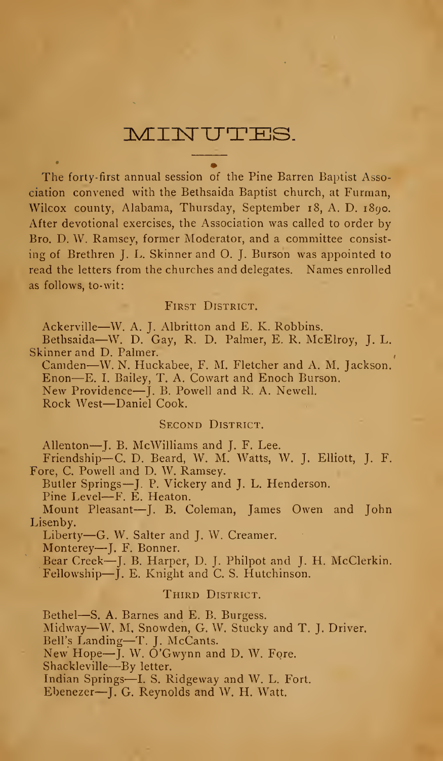# MINUTES.

The forty-first annual session of the Pine Barren Baptist Association convened with the Bethsaida Baptist church, at Furman, Wilcox county, Alabama, Thursday, September 18, A. D. 1890. After devotional exercises, the Association was called to order by Bro. D. W. Ramsey, former Moderator, and a committee consisting of Brethren J. L. Skinner and O. J. Burson was appointed to read the letters from the churches and delegates. Names enrolled as follows, to-wit:

### FIRST DISTRICT.

Ackerville—W. A. J. Albritton and E. K. Robbins.
Bethsaida—W. D. Gay, R. D. Palmer, E. R. McElroy, J. L. Skinner and D. Palmer.
Camden—W. N. Huckabee, F. M. Fletcher and A. M. Jackson.
Enon—E. I. Bailey, T. A. Cowart and Enoch Burson.
New Providence—J. B. Powell and R. A. Newell.
Rock West—Daniel Cook.

### SECOND DISTRICT.

Allenton—J. B. McWilliams and J. F. Lee.
Friendship—C. D. Beard, W. M. Watts, W. J. Elliott, J. F. Fore, C. Powell and D. W. Ramsey.
Butler Springs—J. P. Vickery and J. L. Henderson.
Pine Level—F. E. Heaton.
Mount Pleasant—J. B. Coleman, James Owen and John Lisenby.
Liberty—G. W. Salter and J. W. Creamer.
Monterey—J. F. Bonner.
Bear Creek—J. B. Harper, D. J. Philpot and J. H. McClerkin.
Fellowship—J. E. Knight and C. S. Hutchinson.

### THIRD DISTRICT.

Bethel—S. A. Barnes and E. B. Burgess.
Midway—W. M. Snowden, G. W. Stucky and T. J. Driver.
Bell's Landing—T. J. McCants.
New Hope—J. W. O'Gwynn and D. W. Fore.
Shackleville—By letter.
Indian Springs—I. S. Ridgeway and W. L. Fort.
Ebenezer—J. G. Reynolds and W. H. Watt.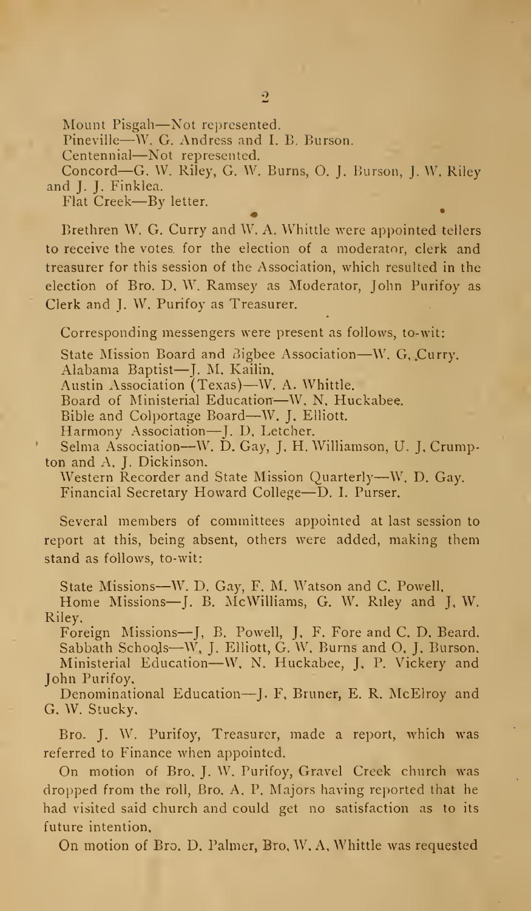Mount Pisgah—Not represented.

Pineville—W. G. Andress and I. B. Burson.

Centennial—Not represented.

Concord—G. W. Riley, G. W. Burns, O. J. Burson, J. W. Riley and J. J. Finklea.

Flat Creek—By letter.

Brethren W. G. Curry and W. A. Whittle were appointed tellers to receive the votes for the election of a moderator, clerk and treasurer for this session of the Association, which resulted in the election of Bro. D. W. Ramsey as Moderator, John Purifoy as Clerk and J. W. Purifoy as Treasurer.

Corresponding messengers were present as follows, to-wit:

State Mission Board and Bigbee Association—W. G. Curry.

Alabama Baptist—J. M. Kailin.

Austin Association (Texas)—W. A. Whittle.

Board of Ministerial Education—W. N. Huckabee.

Bible and Colportage Board—W. J. Elliott.

Harmony Association—J. D. Letcher.

Selma Association—W. D. Gay, J. H. Williamson, U. J. Crumpton and A. J. Dickinson.

Western Recorder and State Mission Quarterly—W. D. Gay.

Financial Secretary Howard College—D. I. Purser.

Several members of committees appointed at last session to report at this, being absent, others were added, making them stand as follows, to-wit:

State Missions—W. D. Gay, F. M. Watson and C. Powell.

Home Missions—J. B. McWilliams, G. W. Riley and J. W. Riley.

Foreign Missions—J. B. Powell, J. F. Fore and C. D. Beard.

Sabbath Schools—W. J. Elliott, G. W. Burns and O. J. Burson.

Ministerial Education—W. N. Huckabee, J. P. Vickery and John Purifoy.

Denominational Education—J. F. Bruner, E. R. McElroy and G. W. Stucky.

Bro. J. W. Purifoy, Treasurer, made a report, which was referred to Finance when appointed.

On motion of Bro. J. W. Purifoy, Gravel Creek church was dropped from the roll, Bro. A. P. Majors having reported that he had visited said church and could get no satisfaction as to its future intention.

On motion of Bro. D. Palmer, Bro. W. A. Whittle was requested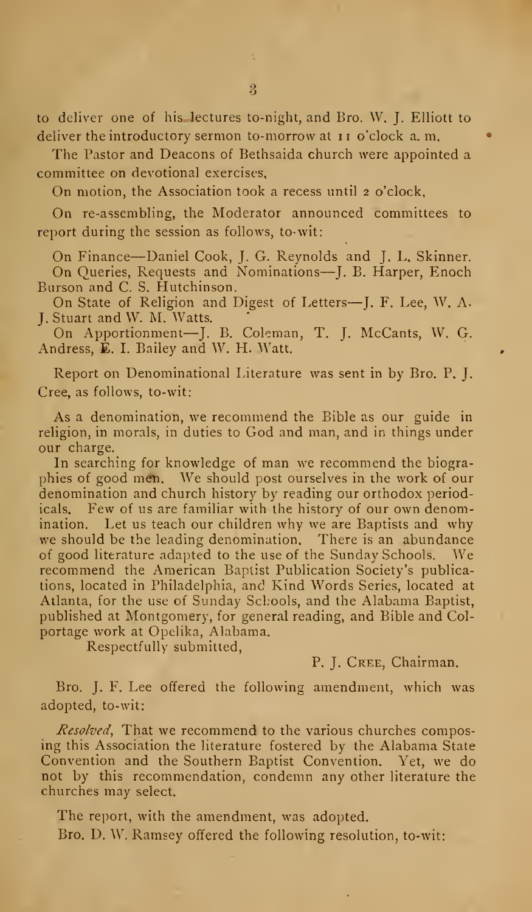to deliver one of his lectures to-night, and Bro. W. J. Elliott to deliver the introductory sermon to-morrow at 11 o'clock a. m.

The Pastor and Deacons of Bethsaida church were appointed a committee on devotional exercises,

On motion, the Association took a recess until 2 o'clock,

On re-assembling, the Moderator announced committees to report during the session as follows, to-wit:

On Finance—Daniel Cook, J. G. Reynolds and J. L. Skinner.
On Queries, Requests and Nominations—J. B. Harper, Enoch Burson and C. S. Hutchinson.
On State of Religion and Digest of Letters—J. F. Lee, W. A. J. Stuart and W. M. Watts.
On Apportionment—J. B. Coleman, T. J. McCants, W. G. Andress, E. I. Bailey and W. H. Watt.

Report on Denominational Literature was sent in by Bro. P. J. Cree, as follows, to-wit:

As a denomination, we recommend the Bible as our guide in religion, in morals, in duties to God and man, and in things under our charge.

In searching for knowledge of man we recommend the biographies of good men. We should post ourselves in the work of our denomination and church history by reading our orthodox periodicals. Few of us are familiar with the history of our own denomination. Let us teach our children why we are Baptists and why we should be the leading denomination. There is an abundance of good literature adapted to the use of the Sunday Schools. We recommend the American Baptist Publication Society's publications, located in Philadelphia, and Kind Words Series, located at Atlanta, for the use of Sunday Schools, and the Alabama Baptist, published at Montgomery, for general reading, and Bible and Colportage work at Opelika, Alabama.

Respectfully submitted,

P. J. Cree, Chairman.

Bro. J. F. Lee offered the following amendment, which was adopted, to-wit:

*Resolved*, That we recommend to the various churches composing this Association the literature fostered by the Alabama State Convention and the Southern Baptist Convention. Yet, we do not by this recommendation, condemn any other literature the churches may select.

The report, with the amendment, was adopted.

Bro. D. W. Ramsey offered the following resolution, to-wit: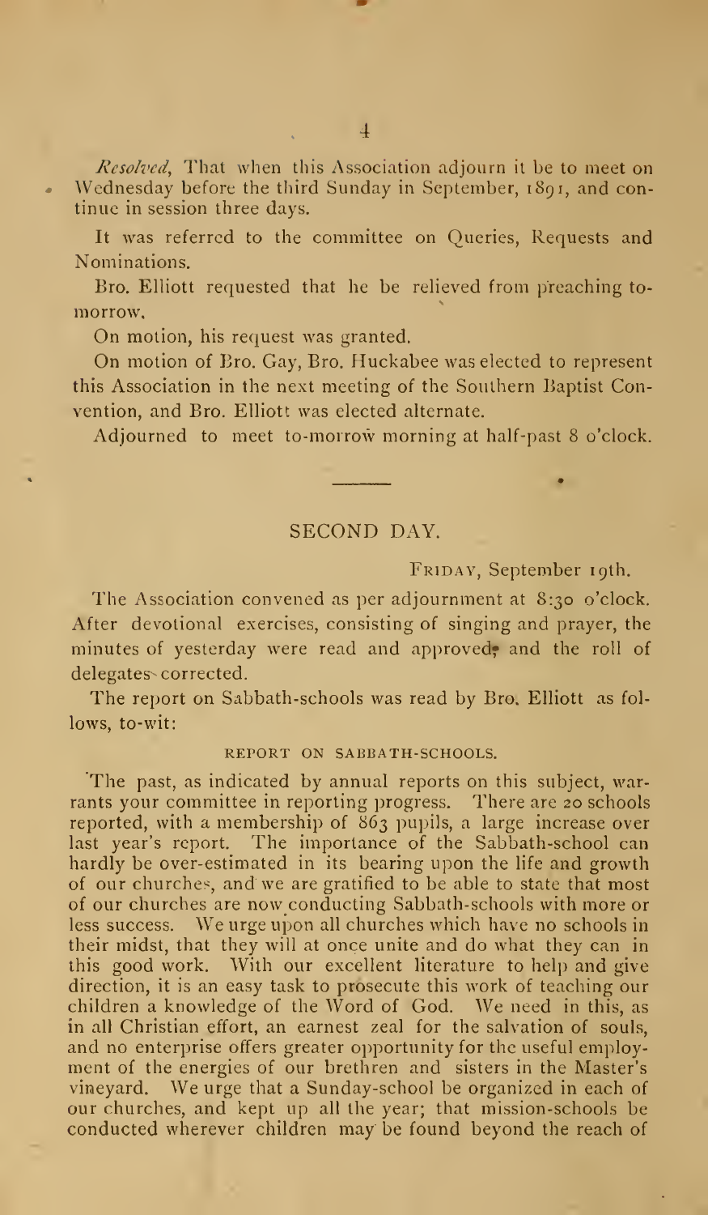*Resolved*, That when this Association adjourn it be to meet on Wednesday before the third Sunday in September, 1891, and continue in session three days.

It was referred to the committee on Queries, Requests and Nominations.

Bro. Elliott requested that he be relieved from preaching to-morrow.

On motion, his request was granted.

On motion of Bro. Gay, Bro. Huckabee was elected to represent this Association in the next meeting of the Southern Baptist Convention, and Bro. Elliott was elected alternate.

Adjourned to meet to-morrow morning at half-past 8 o'clock.

---

## SECOND DAY.

FRIDAY, September 19th.

The Association convened as per adjournment at 8:30 o'clock. After devotional exercises, consisting of singing and prayer, the minutes of yesterday were read and approved, and the roll of delegates corrected.

The report on Sabbath-schools was read by Bro. Elliott as follows, to-wit:

### REPORT ON SABBATH-SCHOOLS.

The past, as indicated by annual reports on this subject, warrants your committee in reporting progress. There are 20 schools reported, with a membership of 863 pupils, a large increase over last year's report. The importance of the Sabbath-school can hardly be over-estimated in its bearing upon the life and growth of our churches, and we are gratified to be able to state that most of our churches are now conducting Sabbath-schools with more or less success. We urge upon all churches which have no schools in their midst, that they will at once unite and do what they can in this good work. With our excellent literature to help and give direction, it is an easy task to prosecute this work of teaching our children a knowledge of the Word of God. We need in this, as in all Christian effort, an earnest zeal for the salvation of souls, and no enterprise offers greater opportunity for the useful employment of the energies of our brethren and sisters in the Master's vineyard. We urge that a Sunday-school be organized in each of our churches, and kept up all the year; that mission-schools be conducted wherever children may be found beyond the reach of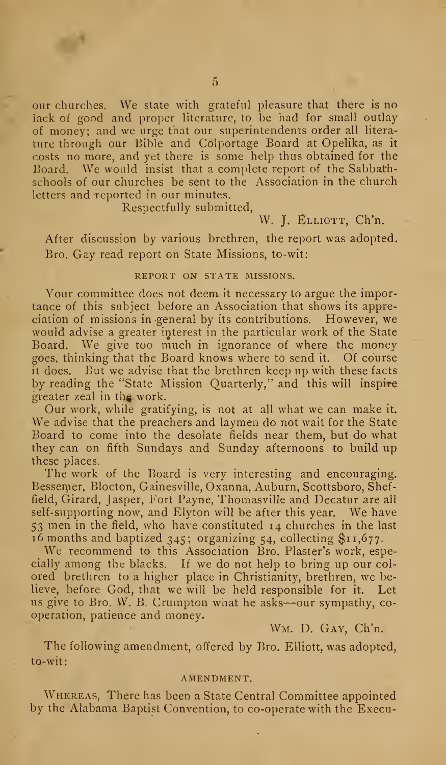our churches. We state with grateful pleasure that there is no lack of good and proper literature, to be had for small outlay of money; and we urge that our superintendents order all literature through our Bible and Colportage Board at Opelika, as it costs no more, and yet there is some help thus obtained for the Board. We would insist that a complete report of the Sabbath-schools of our churches be sent to the Association in the church letters and reported in our minutes.

Respectfully submitted,

W. J. ELLIOTT, Ch'n.

After discussion by various brethren, the report was adopted. Bro. Gay read report on State Missions, to-wit:

### REPORT ON STATE MISSIONS.

Your committee does not deem it necessary to argue the importance of this subject before an Association that shows its appreciation of missions in general by its contributions. However, we would advise a greater interest in the particular work of the State Board. We give too much in ignorance of where the money goes, thinking that the Board knows where to send it. Of course it does. But we advise that the brethren keep up with these facts by reading the "State Mission Quarterly," and this will inspire greater zeal in the work.

Our work, while gratifying, is not at all what we can make it. We advise that the preachers and laymen do not wait for the State Board to come into the desolate fields near them, but do what they can on fifth Sundays and Sunday afternoons to build up these places.

The work of the Board is very interesting and encouraging. Bessemer, Blocton, Gainesville, Oxanna, Auburn, Scottsboro, Sheffield, Girard, Jasper, Fort Payne, Thomasville and Decatur are all self-supporting now, and Elyton will be after this year. We have 53 men in the field, who have constituted 14 churches in the last 16 months and baptized 345; organizing 54, collecting $11,677.

We recommend to this Association Bro. Plaster's work, especially among the blacks. If we do not help to bring up our colored brethren to a higher place in Christianity, brethren, we believe, before God, that we will be held responsible for it. Let us give to Bro. W. B. Crumpton what he asks—our sympathy, co-operation, patience and money.

WM. D. GAY, Ch'n.

The following amendment, offered by Bro. Elliott, was adopted, to-wit:

### AMENDMENT.

WHEREAS, There has been a State Central Committee appointed by the Alabama Baptist Convention, to co-operate with the Execu-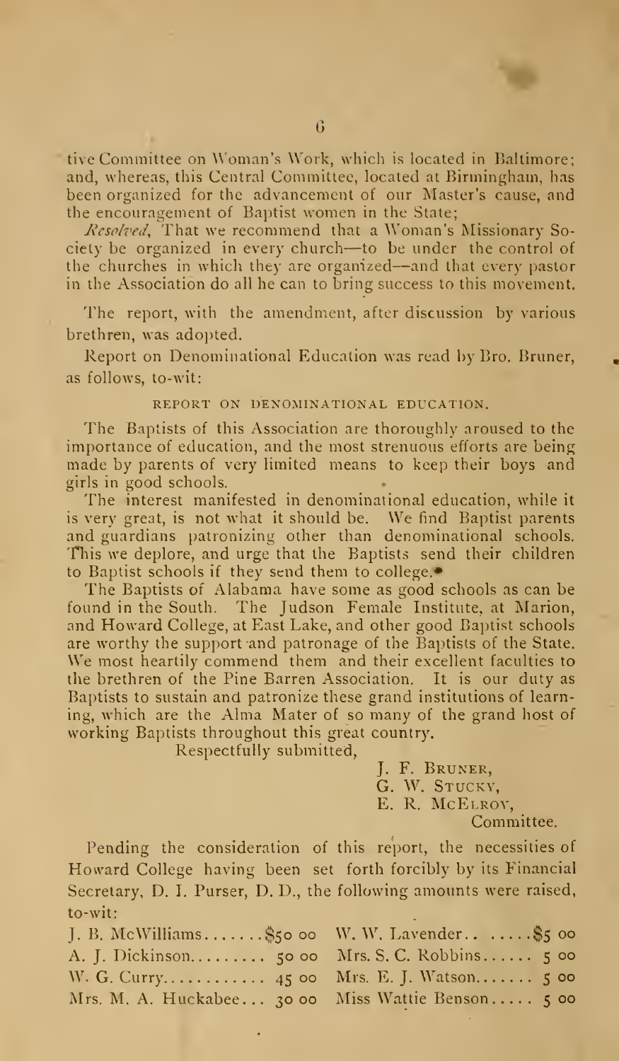tive Committee on Woman's Work, which is located in Baltimore; and, whereas, this Central Committee, located at Birmingham, has been organized for the advancement of our Master's cause, and the encouragement of Baptist women in the State;

*Resolved*, That we recommend that a Woman's Missionary Society be organized in every church—to be under the control of the churches in which they are organized—and that every pastor in the Association do all he can to bring success to this movement.

The report, with the amendment, after discussion by various brethren, was adopted.

Report on Denominational Education was read by Bro. Bruner, as follows, to-wit:

### REPORT ON DENOMINATIONAL EDUCATION.

The Baptists of this Association are thoroughly aroused to the importance of education, and the most strenuous efforts are being made by parents of very limited means to keep their boys and girls in good schools.

The interest manifested in denominational education, while it is very great, is not what it should be. We find Baptist parents and guardians patronizing other than denominational schools. This we deplore, and urge that the Baptists send their children to Baptist schools if they send them to college.

The Baptists of Alabama have some as good schools as can be found in the South. The Judson Female Institute, at Marion, and Howard College, at East Lake, and other good Baptist schools are worthy the support and patronage of the Baptists of the State. We most heartily commend them and their excellent faculties to the brethren of the Pine Barren Association. It is our duty as Baptists to sustain and patronize these grand institutions of learning, which are the Alma Mater of so many of the grand host of working Baptists throughout this great country.

Respectfully submitted,

J. F. Bruner,
G. W. Stucky,
E. R. McElroy,
Committee.

Pending the consideration of this report, the necessities of Howard College having been set forth forcibly by its Financial Secretary, D. I. Purser, D. D., the following amounts were raised, to-wit:

| | | | |
|---|---|---|---|
| J. B. McWilliams | $50 00 | W. W. Lavender | $5 00 |
| A. J. Dickinson | 50 00 | Mrs. S. C. Robbins | 5 00 |
| W. G. Curry | 45 00 | Mrs. E. J. Watson | 5 00 |
| Mrs. M. A. Huckabee | 30 00 | Miss Wattie Benson | 5 00 |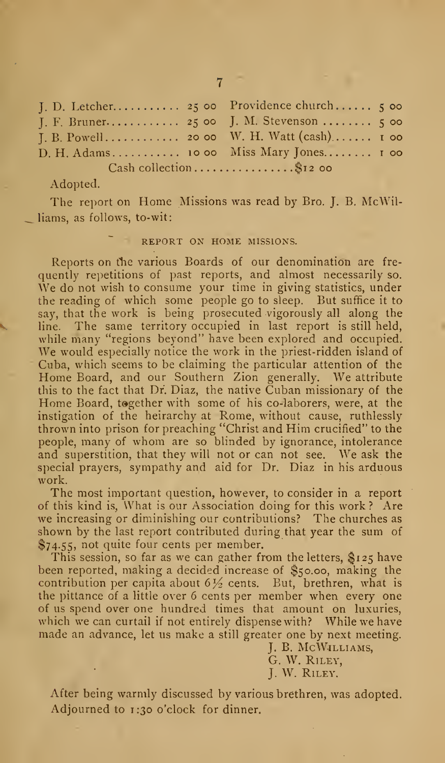| | | | |
|---|---|---|---|
| J. D. Letcher | 25 00 | Providence church | 5 00 |
| J. F. Bruner | 25 00 | J. M. Stevenson | 5 00 |
| J. B. Powell | 20 00 | W. H. Watt (cash) | 1 00 |
| D. H. Adams | 10 00 | Miss Mary Jones | 1 00 |

Cash collection................$12 00

Adopted.

The report on Home Missions was read by Bro. J. B. McWilliams, as follows, to-wit:

### REPORT ON HOME MISSIONS.

Reports on the various Boards of our denomination are frequently repetitions of past reports, and almost necessarily so. We do not wish to consume your time in giving statistics, under the reading of which some people go to sleep. But suffice it to say, that the work is being prosecuted vigorously all along the line. The same territory occupied in last report is still held, while many "regions beyond" have been explored and occupied. We would especially notice the work in the priest-ridden island of Cuba, which seems to be claiming the particular attention of the Home Board, and our Southern Zion generally. We attribute this to the fact that Dr. Diaz, the native Cuban missionary of the Home Board, together with some of his co-laborers, were, at the instigation of the heirarchy at Rome, without cause, ruthlessly thrown into prison for preaching "Christ and Him crucified" to the people, many of whom are so blinded by ignorance, intolerance and superstition, that they will not or can not see. We ask the special prayers, sympathy and aid for Dr. Diaz in his arduous work.

The most important question, however, to consider in a report of this kind is, What is our Association doing for this work? Are we increasing or diminishing our contributions? The churches as shown by the last report contributed during that year the sum of $74.55, not quite four cents per member.

This session, so far as we can gather from the letters, $125 have been reported, making a decided increase of $50.00, making the contribution per capita about 6½ cents. But, brethren, what is the pittance of a little over 6 cents per member when every one of us spend over one hundred times that amount on luxuries, which we can curtail if not entirely dispense with? While we have made an advance, let us make a still greater one by next meeting.

J. B. McWilliams,
G. W. Riley,
J. W. Riley.

After being warmly discussed by various brethren, was adopted. Adjourned to 1:30 o'clock for dinner.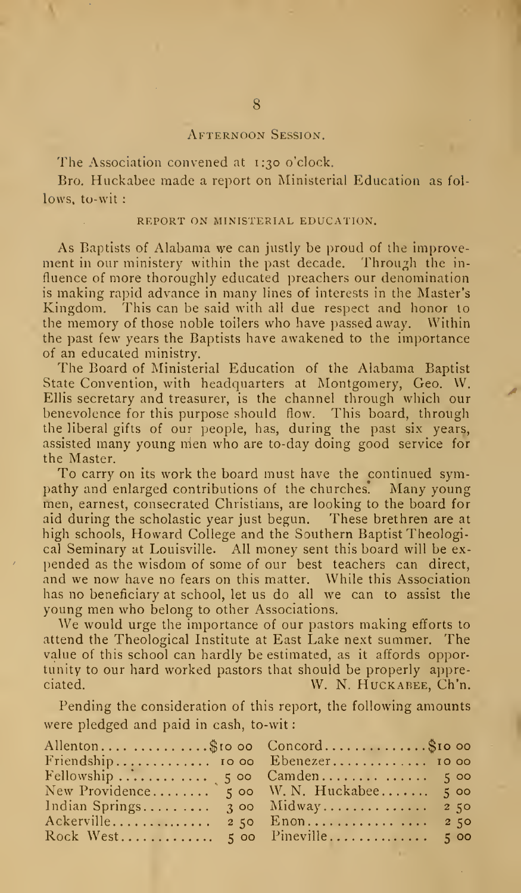## Afternoon Session.

The Association convened at 1:30 o'clock.

Bro. Huckabee made a report on Ministerial Education as follows, to-wit :

### REPORT ON MINISTERIAL EDUCATION.

As Baptists of Alabama we can justly be proud of the improvement in our ministery within the past decade. Through the influence of more thoroughly educated preachers our denomination is making rapid advance in many lines of interests in the Master's Kingdom. This can be said with all due respect and honor to the memory of those noble toilers who have passed away. Within the past few years the Baptists have awakened to the importance of an educated ministry.

The Board of Ministerial Education of the Alabama Baptist State Convention, with headquarters at Montgomery, Geo. W. Ellis secretary and treasurer, is the channel through which our benevolence for this purpose should flow. This board, through the liberal gifts of our people, has, during the past six years, assisted many young men who are to-day doing good service for the Master.

To carry on its work the board must have the continued sympathy and enlarged contributions of the churches. Many young men, earnest, consecrated Christians, are looking to the board for aid during the scholastic year just begun. These brethren are at high schools, Howard College and the Southern Baptist Theological Seminary at Louisville. All money sent this board will be expended as the wisdom of some of our best teachers can direct, and we now have no fears on this matter. While this Association has no beneficiary at school, let us do all we can to assist the young men who belong to other Associations.

We would urge the importance of our pastors making efforts to attend the Theological Institute at East Lake next summer. The value of this school can hardly be estimated, as it affords opportunity to our hard worked pastors that should be properly appreciated.

W. N. Huckabee, Ch'n.

Pending the consideration of this report, the following amounts were pledged and paid in cash, to-wit :

| | | | |
|---|---|---|---|
| Allenton | $10 00 | Concord | $10 00 |
| Friendship | 10 00 | Ebenezer | 10 00 |
| Fellowship | 5 00 | Camden | 5 00 |
| New Providence | 5 00 | W. N. Huckabee | 5 00 |
| Indian Springs | 3 00 | Midway | 2 50 |
| Ackerville | 2 50 | Enon | 2 50 |
| Rock West | 5 00 | Pineville | 5 00 |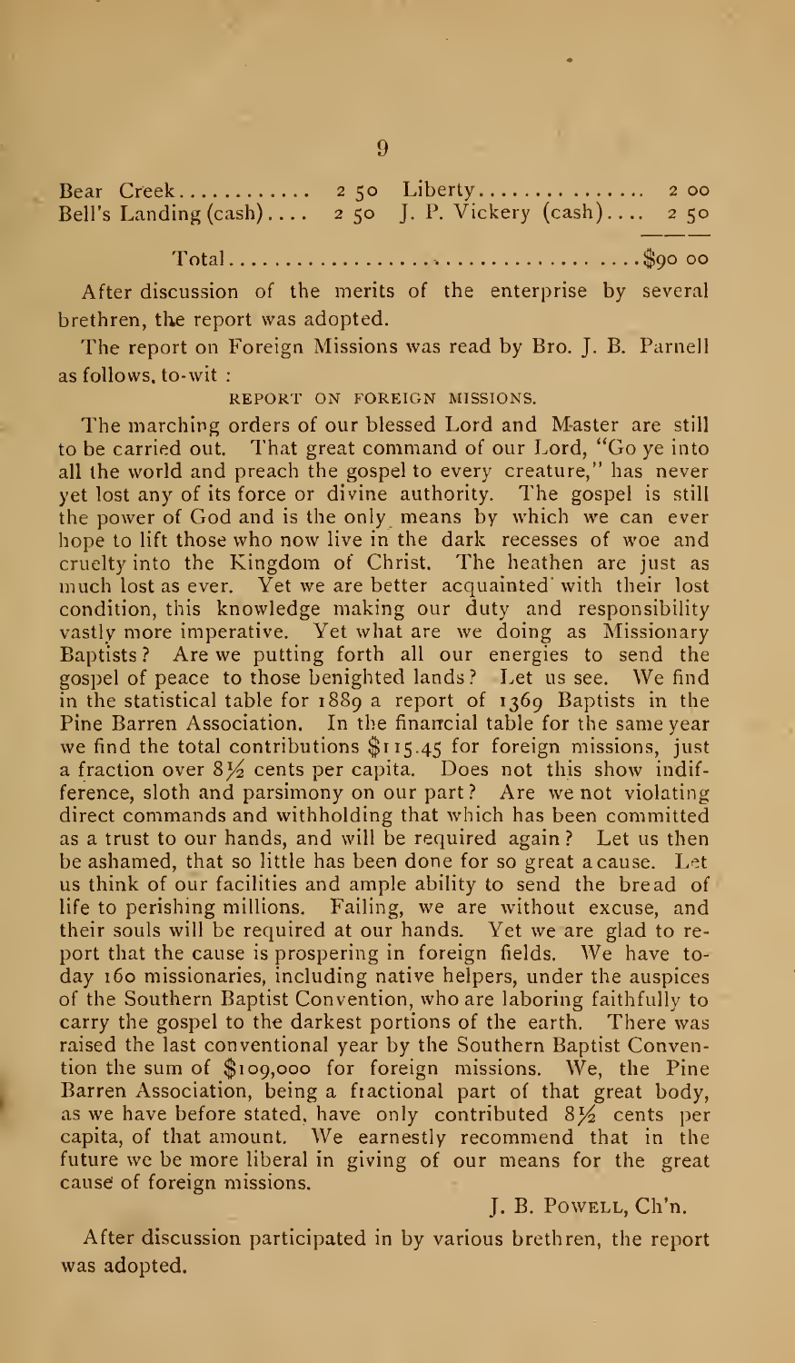| | | | |
|---|---|---|---|
| Bear Creek............ | 2 50 | Liberty............... | 2 00 |
| Bell's Landing (cash).... | 2 50 | J. P. Vickery (cash).... | 2 50 |

Total..................................$90 00

After discussion of the merits of the enterprise by several brethren, the report was adopted.

The report on Foreign Missions was read by Bro. J. B. Parnell as follows, to-wit:

REPORT ON FOREIGN MISSIONS.

The marching orders of our blessed Lord and Master are still to be carried out. That great command of our Lord, "Go ye into all the world and preach the gospel to every creature," has never yet lost any of its force or divine authority. The gospel is still the power of God and is the only means by which we can ever hope to lift those who now live in the dark recesses of woe and cruelty into the Kingdom of Christ. The heathen are just as much lost as ever. Yet we are better acquainted with their lost condition, this knowledge making our duty and responsibility vastly more imperative. Yet what are we doing as Missionary Baptists? Are we putting forth all our energies to send the gospel of peace to those benighted lands? Let us see. We find in the statistical table for 1889 a report of 1369 Baptists in the Pine Barren Association. In the financial table for the same year we find the total contributions $115.45 for foreign missions, just a fraction over 8½ cents per capita. Does not this show indifference, sloth and parsimony on our part? Are we not violating direct commands and withholding that which has been committed as a trust to our hands, and will be required again? Let us then be ashamed, that so little has been done for so great a cause. Let us think of our facilities and ample ability to send the bread of life to perishing millions. Failing, we are without excuse, and their souls will be required at our hands. Yet we are glad to report that the cause is prospering in foreign fields. We have today 160 missionaries, including native helpers, under the auspices of the Southern Baptist Convention, who are laboring faithfully to carry the gospel to the darkest portions of the earth. There was raised the last conventional year by the Southern Baptist Convention the sum of $109,000 for foreign missions. We, the Pine Barren Association, being a fractional part of that great body, as we have before stated, have only contributed 8½ cents per capita, of that amount. We earnestly recommend that in the future we be more liberal in giving of our means for the great cause of foreign missions.

J. B. POWELL, Ch'n.

After discussion participated in by various brethren, the report was adopted.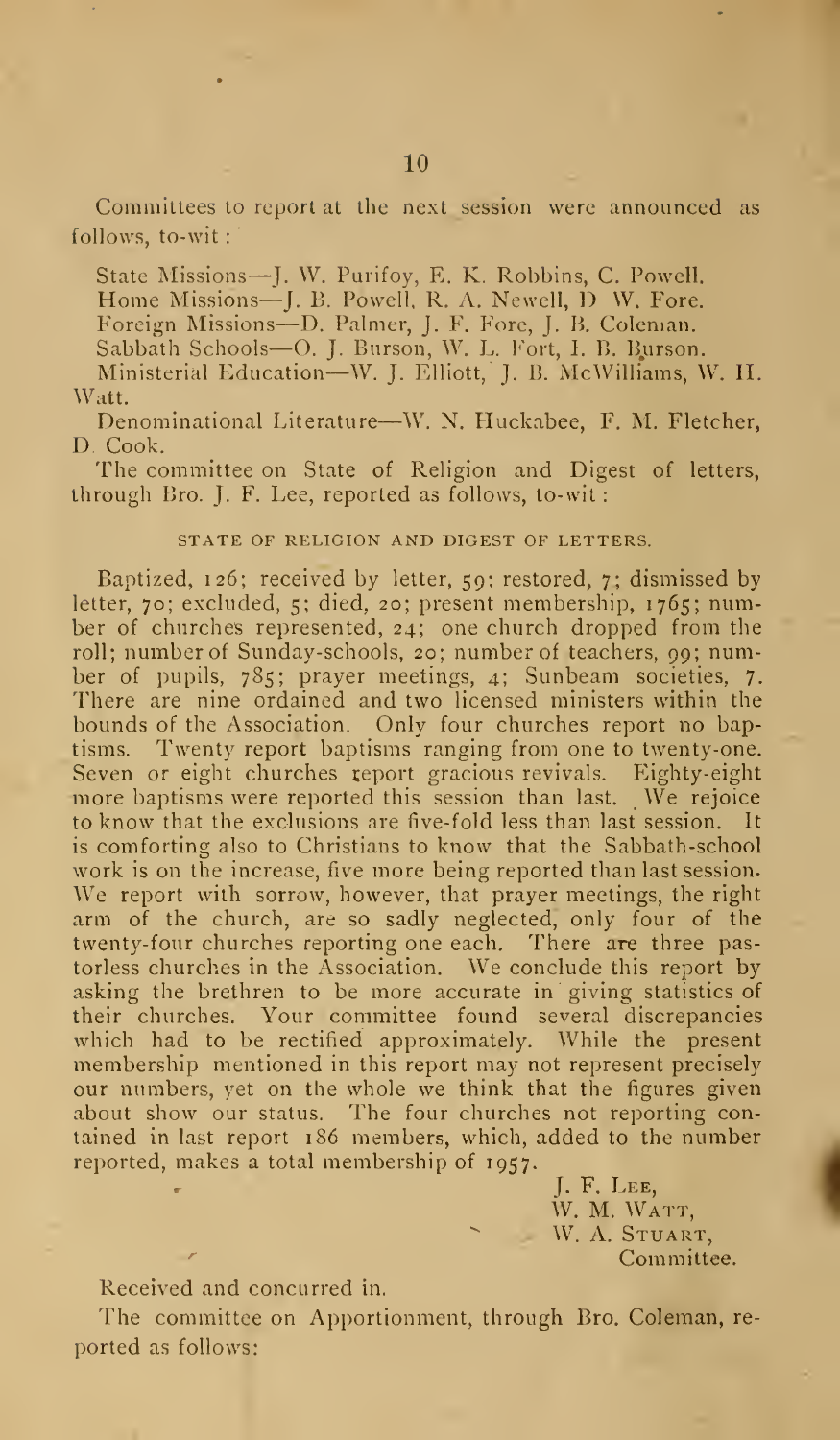Committees to report at the next session were announced as follows, to-wit:

State Missions—J. W. Purifoy, E. K. Robbins, C. Powell.
Home Missions—J. B. Powell, R. A. Newell, D. W. Fore.
Foreign Missions—D. Palmer, J. F. Fore, J. B. Coleman.
Sabbath Schools—O. J. Burson, W. L. Fort, I. B. Burson.
Ministerial Education—W. J. Elliott, J. B. McWilliams, W. H. Watt.
Denominational Literature—W. N. Huckabee, F. M. Fletcher, D. Cook.

The committee on State of Religion and Digest of letters, through Bro. J. F. Lee, reported as follows, to-wit:

## STATE OF RELIGION AND DIGEST OF LETTERS.

Baptized, 126; received by letter, 59; restored, 7; dismissed by letter, 70; excluded, 5; died, 20; present membership, 1765; number of churches represented, 24; one church dropped from the roll; number of Sunday-schools, 20; number of teachers, 99; number of pupils, 785; prayer meetings, 4; Sunbeam societies, 7. There are nine ordained and two licensed ministers within the bounds of the Association. Only four churches report no baptisms. Twenty report baptisms ranging from one to twenty-one. Seven or eight churches report gracious revivals. Eighty-eight more baptisms were reported this session than last. We rejoice to know that the exclusions are five-fold less than last session. It is comforting also to Christians to know that the Sabbath-school work is on the increase, five more being reported than last session. We report with sorrow, however, that prayer meetings, the right arm of the church, are so sadly neglected, only four of the twenty-four churches reporting one each. There are three pastorless churches in the Association. We conclude this report by asking the brethren to be more accurate in giving statistics of their churches. Your committee found several discrepancies which had to be rectified approximately. While the present membership mentioned in this report may not represent precisely our numbers, yet on the whole we think that the figures given about show our status. The four churches not reporting contained in last report 186 members, which, added to the number reported, makes a total membership of 1957.

J. F. Lee,
W. M. Watt,
W. A. Stuart,
Committee.

Received and concurred in.

The committee on Apportionment, through Bro. Coleman, reported as follows: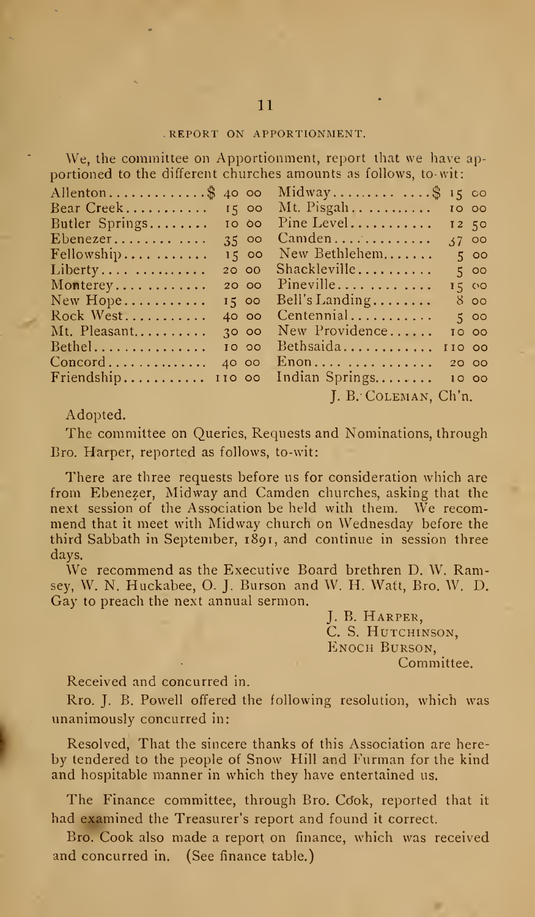## REPORT ON APPORTIONMENT.

We, the committee on Apportionment, report that we have apportioned to the different churches amounts as follows, to-wit:

| Church | Amount | Church | Amount |
|---|---|---|---|
| Allenton | $ 40 00 | Midway | $ 15 00 |
| Bear Creek | 15 00 | Mt. Pisgah | 10 00 |
| Butler Springs | 10 00 | Pine Level | 12 50 |
| Ebenezer | 35 00 | Camden | 37 00 |
| Fellowship | 15 00 | New Bethlehem | 5 00 |
| Liberty | 20 00 | Shackleville | 5 00 |
| Monterey | 20 00 | Pineville | 15 00 |
| New Hope | 15 00 | Bell's Landing | 8 00 |
| Rock West | 40 00 | Centennial | 5 00 |
| Mt. Pleasant | 30 00 | New Providence | 10 00 |
| Bethel | 10 00 | Bethsaida | 110 00 |
| Concord | 40 00 | Enon | 20 00 |
| Friendship | 110 00 | Indian Springs | 10 00 |

J. B. Coleman, Ch'n.

Adopted.

The committee on Queries, Requests and Nominations, through Bro. Harper, reported as follows, to-wit:

There are three requests before us for consideration which are from Ebenezer, Midway and Camden churches, asking that the next session of the Association be held with them. We recommend that it meet with Midway church on Wednesday before the third Sabbath in September, 1891, and continue in session three days.

We recommend as the Executive Board brethren D. W. Ramsey, W. N. Huckabee, O. J. Burson and W. H. Watt, Bro. W. D. Gay to preach the next annual sermon.

J. B. Harper,
C. S. Hutchinson,
Enoch Burson,
Committee.

Received and concurred in.

Rro. J. B. Powell offered the following resolution, which was unanimously concurred in:

Resolved, That the sincere thanks of this Association are hereby tendered to the people of Snow Hill and Furman for the kind and hospitable manner in which they have entertained us.

The Finance committee, through Bro. Cook, reported that it had examined the Treasurer's report and found it correct.

Bro. Cook also made a report on finance, which was received and concurred in. (See finance table.)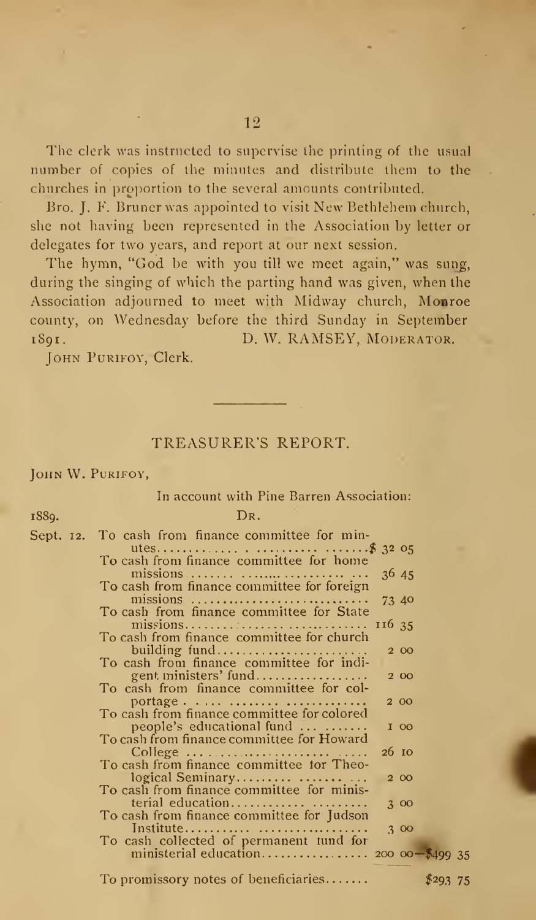The clerk was instructed to supervise the printing of the usual number of copies of the minutes and distribute them to the churches in proportion to the several amounts contributed.

Bro. J. F. Bruner was appointed to visit New Bethlehem church, she not having been represented in the Association by letter or delegates for two years, and report at our next session.

The hymn, "God be with you till we meet again," was sung, during the singing of which the parting hand was given, when the Association adjourned to meet with Midway church, Monroe county, on Wednesday before the third Sunday in September 1891.

D. W. RAMSEY, MODERATOR.

JOHN PURIFOY, Clerk.

---

## TREASURER'S REPORT.

JOHN W. PURIFOY,

In account with Pine Barren Association:

1889. DR.

| | | | |
|---|---|---|---|
| Sept. 12. | To cash from finance committee for minutes | $ 32 05 | |
| | To cash from finance committee for home missions | 36 45 | |
| | To cash from finance committee for foreign missions | 73 40 | |
| | To cash from finance committee for State missions | 116 35 | |
| | To cash from finance committee for church building fund | 2 00 | |
| | To cash from finance committee for indigent ministers' fund | 2 00 | |
| | To cash from finance committee for colportage | 2 00 | |
| | To cash from finance committee for colored people's educational fund | 1 00 | |
| | To cash from finance committee for Howard College | 26 10 | |
| | To cash from finance committee for Theological Seminary | 2 00 | |
| | To cash from finance committee for ministerial education | 3 00 | |
| | To cash from finance committee for Judson Institute | 3 00 | |
| | To cash collected of permanent fund for ministerial education | 200 00 | $499 35 |
| | To promissory notes of beneficiaries | | $293 75 |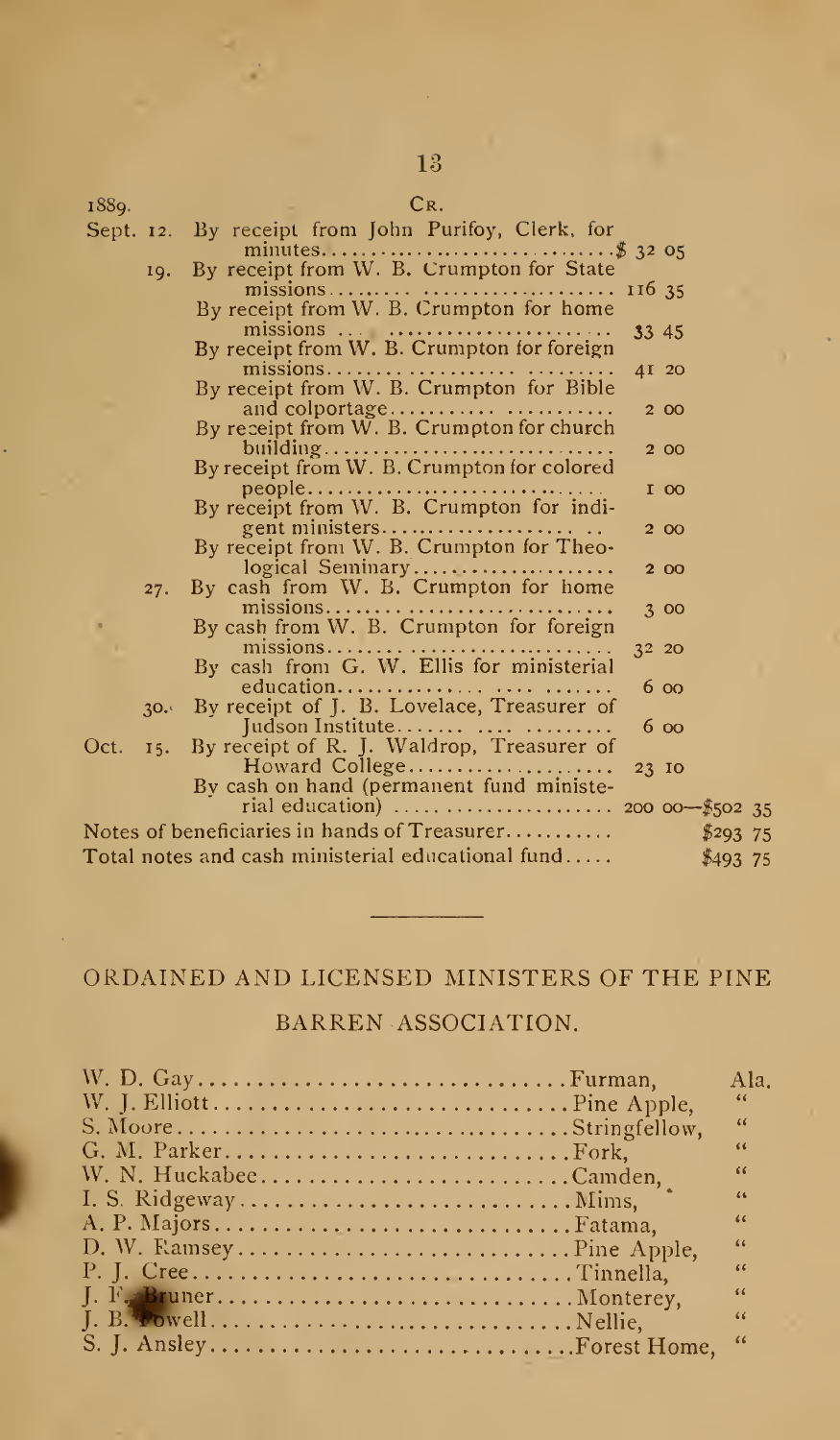| 1889. | Cr. | | |
|---|---|---|---|
| Sept. 12. | By receipt from John Purifoy, Clerk, for minutes | $ 32 05 | |
| 19. | By receipt from W. B. Crumpton for State missions | 116 35 | |
| | By receipt from W. B. Crumpton for home missions | 33 45 | |
| | By receipt from W. B. Crumpton for foreign missions | 41 20 | |
| | By receipt from W. B. Crumpton for Bible and colportage | 2 00 | |
| | By receipt from W. B. Crumpton for church building | 2 00 | |
| | By receipt from W. B. Crumpton for colored people | 1 00 | |
| | By receipt from W. B. Crumpton for indigent ministers | 2 00 | |
| | By receipt from W. B. Crumpton for Theological Seminary | 2 00 | |
| 27. | By cash from W. B. Crumpton for home missions | 3 00 | |
| | By cash from W. B. Crumpton for foreign missions | 32 20 | |
| | By cash from G. W. Ellis for ministerial education | 6 00 | |
| 30. | By receipt of J. B. Lovelace, Treasurer of Judson Institute | 6 00 | |
| Oct. 15. | By receipt of R. J. Waldrop, Treasurer of Howard College | 23 10 | |
| | By cash on hand (permanent fund ministerial education) | 200 00 | —$502 35 |

Notes of beneficiaries in hands of Treasurer ........... $293 75

Total notes and cash ministerial educational fund ..... $493 75

## ORDAINED AND LICENSED MINISTERS OF THE PINE BARREN ASSOCIATION.

| Name | Post Office | State |
|---|---|---|
| W. D. Gay | Furman, | Ala. |
| W. J. Elliott | Pine Apple, | " |
| S. Moore | Stringfellow, | " |
| G. M. Parker | Fork, | " |
| W. N. Huckabee | Camden, | " |
| I. S. Ridgeway | Mims, | " |
| A. P. Majors | Fatama, | " |
| D. W. Ramsey | Pine Apple, | " |
| P. J. Cree | Tinnella, | " |
| J. F. Bruner | Monterey, | " |
| J. B. Powell | Nellie, | " |
| S. J. Ansley | Forest Home, | " |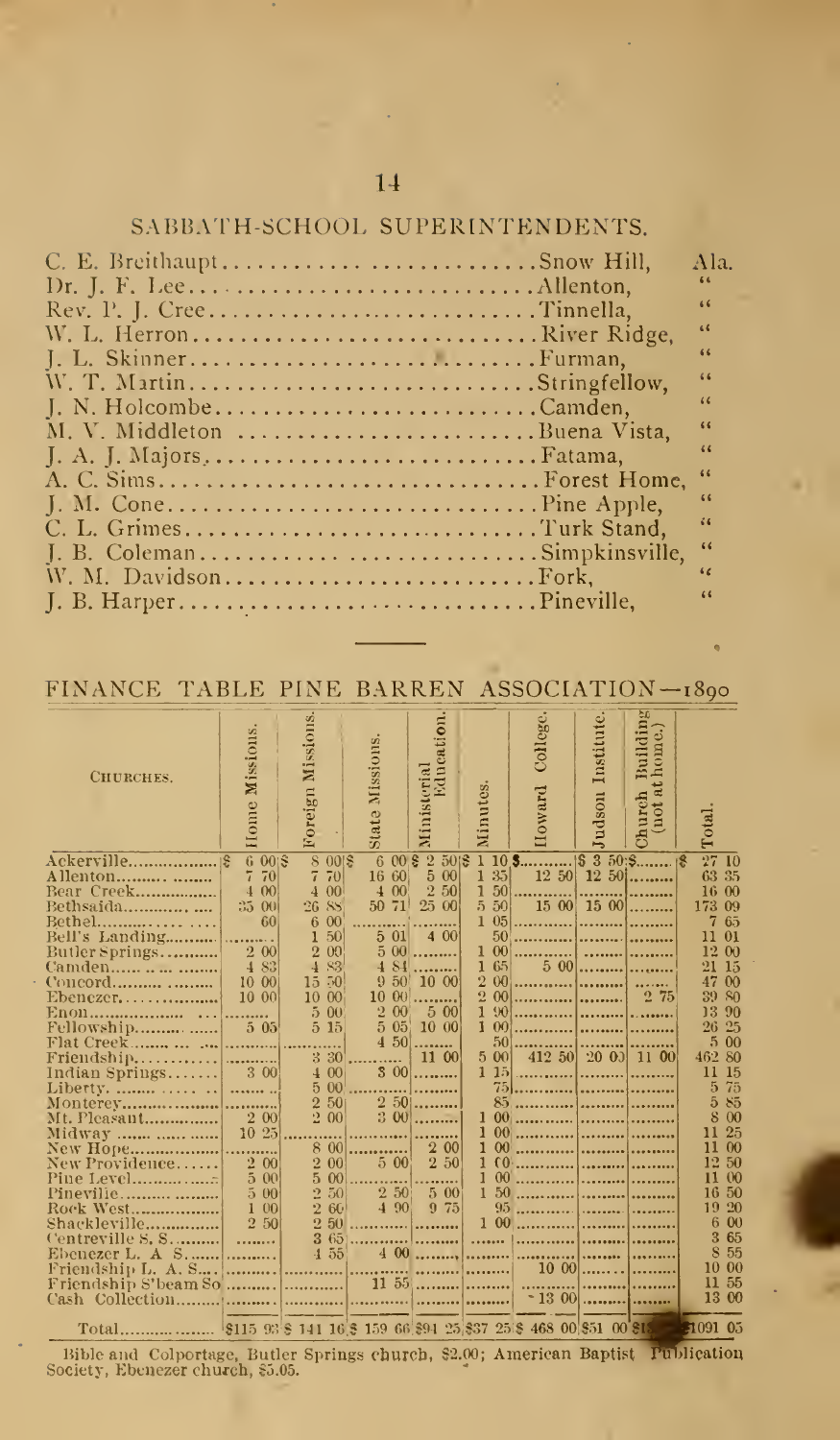## SABBATH-SCHOOL SUPERINTENDENTS.

| | | |
|---|---|---|
| C. E. Breithaupt | Snow Hill, | Ala. |
| Dr. J. F. Lee | Allenton, | " |
| Rev. P. J. Cree | Tinnella, | " |
| W. L. Herron | River Ridge, | " |
| J. L. Skinner | Furman, | " |
| W. T. Martin | Stringfellow, | " |
| J. N. Holcombe | Camden, | " |
| M. V. Middleton | Buena Vista, | " |
| J. A. J. Majors | Fatama, | " |
| A. C. Sims | Forest Home, | " |
| J. M. Cone | Pine Apple, | " |
| C. L. Grimes | Turk Stand, | " |
| J. B. Coleman | Simpkinsville, | " |
| W. M. Davidson | Fork, | " |
| J. B. Harper | Pineville, | " |

## FINANCE TABLE PINE BARREN ASSOCIATION—1890

| CHURCHES. | Home Missions. | Foreign Missions. | State Missions. | Ministerial Education. | Minutes. | Howard College. | Judson Institute. | Church Building (not at home.) | Total. |
|---|---|---|---|---|---|---|---|---|---|
| Ackerville | $ 6 00 | $ 8 00 | $ 6 00 | $ 2 50 | $ 1 10 | $ | $ 3 50 | $ | $ 27 10 |
| Allenton | 7 70 | 7 70 | 16 60 | 5 00 | 1 35 | 12 50 | 12 50 | | 63 35 |
| Bear Creek | 4 00 | 4 00 | 4 00 | 2 50 | 1 50 | | | | 16 00 |
| Bethsaida | 35 00 | 26 88 | 50 71 | 25 00 | 5 50 | 15 00 | 15 00 | | 173 09 |
| Bethel | 60 | 6 00 | | | 1 05 | | | | 7 65 |
| Bell's Landing | | 1 50 | 5 01 | 4 00 | 50 | | | | 11 01 |
| Butler Springs | 2 00 | 2 00 | 5 00 | | 1 00 | | | | 12 00 |
| Camden | 4 83 | 4 83 | 4 84 | | 1 65 | 5 00 | | | 21 15 |
| Concord | 10 00 | 15 50 | 9 50 | 10 00 | 2 00 | | | | 47 00 |
| Ebenezer | 10 00 | 10 00 | 10 00 | | 2 00 | | | 2 75 | 39 80 |
| Enon | | 5 00 | 2 00 | 5 00 | 1 90 | | | | 13 90 |
| Fellowship | 5 05 | 5 15 | 5 05 | 10 00 | 1 00 | | | | 26 25 |
| Flat Creek | | | 4 50 | | 50 | | | | 5 00 |
| Friendship | | 3 30 | | 11 00 | 5 00 | 412 50 | 20 00 | 11 00 | 462 80 |
| Indian Springs | 3 00 | 4 00 | 3 00 | | 1 15 | | | | 11 15 |
| Liberty | | 5 00 | | | 75 | | | | 5 75 |
| Monterey | | 2 50 | 2 50 | | 85 | | | | 5 85 |
| Mt. Pleasant | 2 00 | 2 00 | 3 00 | | 1 00 | | | | 8 00 |
| Midway | 10 25 | | | | 1 00 | | | | 11 25 |
| New Hope | | 8 00 | | 2 00 | 1 00 | | | | 11 00 |
| New Providence | 2 00 | 2 00 | 5 00 | 2 50 | 1 00 | | | | 12 50 |
| Pine Level | 5 00 | 5 00 | | | 1 00 | | | | 11 00 |
| Pineville | 5 00 | 2 50 | 2 50 | 5 00 | 1 50 | | | | 16 50 |
| Rock West | 1 00 | 2 60 | 4 90 | 9 75 | 95 | | | | 19 20 |
| Shackleville | 2 50 | 2 50 | | | 1 00 | | | | 6 00 |
| Centreville S. S. | | 3 65 | | | | | | | 3 65 |
| Ebenezer L. A. S. | | 4 55 | 4 00 | | | | | | 8 55 |
| Friendship L. A. S. | | | | | | 10 00 | | | 10 00 |
| Friendship S'beam So | | | 11 55 | | | | | | 11 55 |
| Cash Collection | | | | | | 13 00 | | | 13 00 |
| Total | $115 93 | $ 141 16 | $ 159 66 | $94 25 | $37 25 | $ 468 00 | $51 00 | $1[3 75] | $1091 05 |

Bible and Colportage, Butler Springs church, $2.00; American Baptist Publication Society, Ebenezer church, $5.05.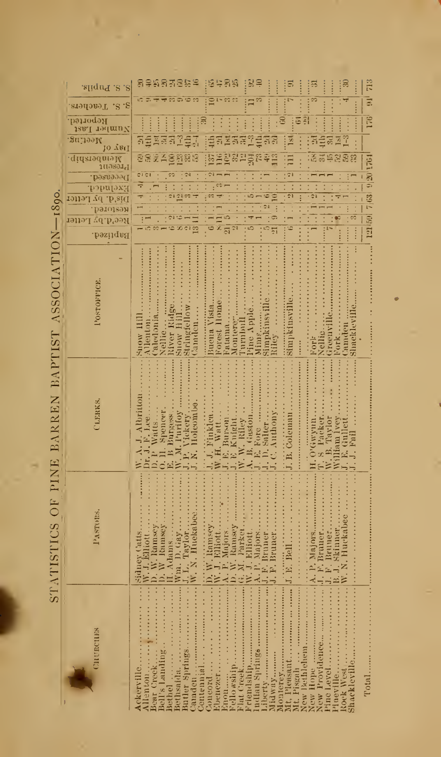# STATISTICS OF PINE BARREN BAPTIST ASSOCIATION—1890.

| Churches | Pastors | Clerks | Postoffice | Baptized | Rec'd by Letter | Restored | Dis'd by Letter | Excluded | Deceased | Present Membership | Day of Meeting | Number Last Reported | S. S. Teachers | S. S. Pupils |
|---|---|---|---|---|---|---|---|---|---|---|---|---|---|---|
| Ackerville | Sidney Cutts | W. A. J. Albritton | Snow Hill | 1 | | 1 | 4 | 4 | 2 | 63 | 2d | | 5 | 30 |
| Allenton | W. J. Elliott | Dr. J. F. Lee | Allenton | 5 | 1 | | | | 2 | 50 | 4th | | 7 | 40 |
| Bear Creek | D. W. Ramsey | D. P. Watts | Caledonia | 3 | | | | 1 | | 86 | 1st | | 4 | 25 |
| Bell's Landing | D. W. Ramsey | O. H. Spencer | Nellie | 1 | | | | | | 18 | 3d | | 4 | 20 |
| Bethel | H. Adams | E. B. Burgess | River Ridge | 6 | 2 | | 2 | | 3 | 100 | 2d | | 3 | 24 |
| Bethsaida | Wm. D. Gay | W. M. Purifoy | Snow Hill | 8 | 6 | | 12 | | | 128 | 1-3 | | 9 | 60 |
| Butler Springs | J. L. Taylor | J. P. Vickery | Stringfellow | 5 | 1 | | 3 | | 2 | 38 | 4th | | 6 | 37 |
| Camden | W. N. Huckabee | J. N. Holcombe | Camden | 13 | 11 | | 4 | | | 55 | 2-4 | | 3 | 46 |
| Centennial | | | | | | | | | | | | 30 | | |
| Concord | D. W. Ramsey | J. J. Finklea | Buena Vista | 6 | 1 | | 3 | 4 | 2 | 137 | 4th | | 10 | 65 |
| Ebenezer | W. J. Elliott | W. H. Watt | Forest Home | 8 | 11 | 1 | 4 | 3 | 1 | 116 | 2d | | 7 | 47 |
| Enon | A. P. Majors | J. E. Burson | Pataula | 21 | 5 | | | 1 | 1 | 162 | 1st | | 3 | 20 |
| Fellowship | D. W. Ramsey | J. E. Knight | Monterey | 2 | | | | | | 32 | 2d | | 3 | 25 |
| Flat Creek | G. M. Parker | W. W. Riley | Turnbull | | | | | | | 12 | 3d | | | |
| Friendship | W. J. Elliott | A. B. Gaston | Pine Apple | 5 | 4 | | 5 | | | 204 | 1-3 | | 11 | 92 |
| Indian Springs | A. P. Majors | J. E. Fore | Mims | | 1 | | 1 | | | 73 | 4th | | 3 | 40 |
| Liberty | J. F. Bruner | J. D. Salter | Simpkinsville | 5 | | 2 | 6 | | 1 | 49 | 2d | | | |
| Midway | J. F. Bruner | J. C. Anthony | Riley | 21 | 9 | | 10 | | | 113 | 2d | | | |
| Monterey | | | | | | | | | | | | 60 | | |
| Mt. Pleasant | J. E. Bell | J. B. Coleman | Simpkinsville | 6 | 1 | | 2 | | 2 | 111 | 1st | | 7 | 91 |
| Mt. Pisgah | | | | | | | | | | | | 61 | | |
| New Bethlehem | | | | | | | | | | | | 22 | | |
| New Hope | A. P. Majors | H. O'Gwynn | Fork | 1 | | 1 | 2 | | 1 | 58 | 2d | | 3 | 31 |
| New Providence | J. F. Bruner | T. S. Packer | Nellie | | | 1 | | | 1 | 34 | 4th | | | |
| Pine Level | J. F. Bruner | W. B. Taylor | Greenville | | | 1 | | 1 | 1 | 45 | 3d | | | |
| Playville | B. J. Skinner | William Ivey | Fork | 7 | 8 | | | | | 52 | 1st | | | |
| Rock West | W. N. Huckabee | J. E. Gullett | Camden | | | | 4 | | | 59 | 1-3 | | 4 | 30 |
| Shackleville | | J. J. Pull | Shackleville | | 3 | | | | 1 | 33 | | | | |
| Total | | | | 121 | 59 | 7 | 63 | 9 | 20 | 1761 | | 176 | 94 | 713 |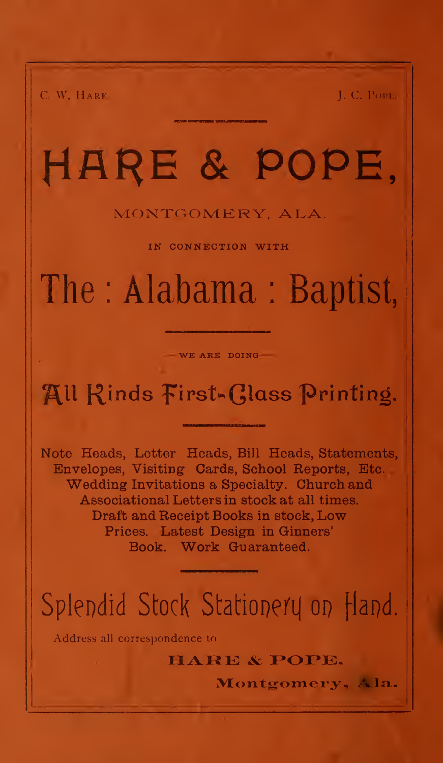C. W. HARE J. C. POPE.

# HARE & POPE,

MONTGOMERY, ALA.

IN CONNECTION WITH

# The : Alabama : Baptist,

—WE ARE DOING—

## All Kinds First-Class Printing.

Note Heads, Letter Heads, Bill Heads, Statements, Envelopes, Visiting Cards, School Reports, Etc. Wedding Invitations a Specialty. Church and Associational Letters in stock at all times. Draft and Receipt Books in stock, Low Prices. Latest Design in Ginners' Book. Work Guaranteed.

## Splendid Stock Stationery on Hand.

Address all correspondence to

**HARE & POPE,**

**Montgomery, Ala.**